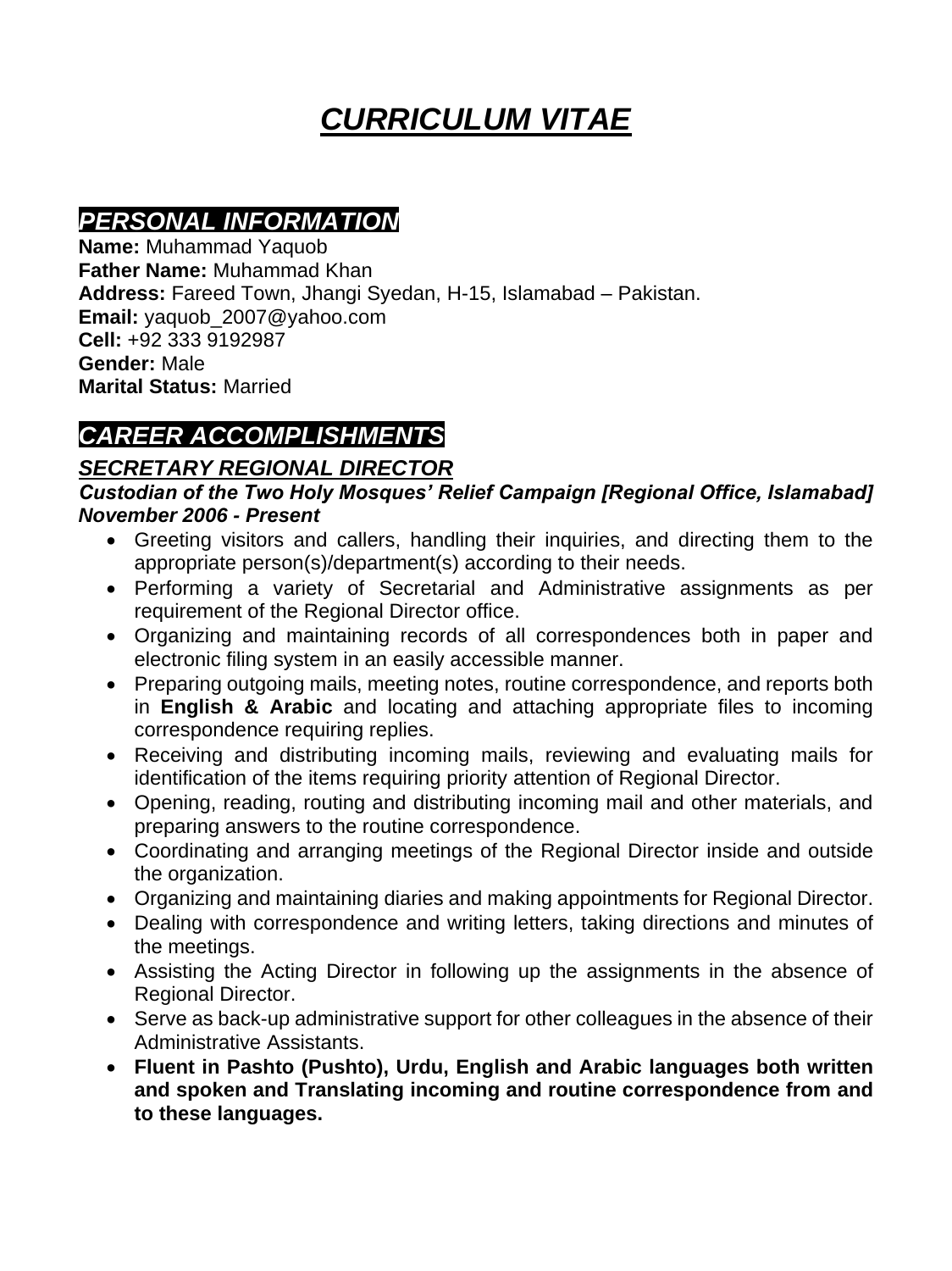# ***CURRICULUM VITAE***

## ***PERSONAL INFORMATION***

**Name:** Muhammad Yaquob
**Father Name:** Muhammad Khan
**Address:** Fareed Town, Jhangi Syedan, H-15, Islamabad – Pakistan.
**Email:** yaquob_2007@yahoo.com
**Cell:** +92 333 9192987
**Gender:** Male
**Marital Status:** Married

## ***CAREER ACCOMPLISHMENTS***

### ***SECRETARY REGIONAL DIRECTOR***

***Custodian of the Two Holy Mosques' Relief Campaign [Regional Office, Islamabad]***
***November 2006 - Present***

- Greeting visitors and callers, handling their inquiries, and directing them to the appropriate person(s)/department(s) according to their needs.
- Performing a variety of Secretarial and Administrative assignments as per requirement of the Regional Director office.
- Organizing and maintaining records of all correspondences both in paper and electronic filing system in an easily accessible manner.
- Preparing outgoing mails, meeting notes, routine correspondence, and reports both in **English & Arabic** and locating and attaching appropriate files to incoming correspondence requiring replies.
- Receiving and distributing incoming mails, reviewing and evaluating mails for identification of the items requiring priority attention of Regional Director.
- Opening, reading, routing and distributing incoming mail and other materials, and preparing answers to the routine correspondence.
- Coordinating and arranging meetings of the Regional Director inside and outside the organization.
- Organizing and maintaining diaries and making appointments for Regional Director.
- Dealing with correspondence and writing letters, taking directions and minutes of the meetings.
- Assisting the Acting Director in following up the assignments in the absence of Regional Director.
- Serve as back-up administrative support for other colleagues in the absence of their Administrative Assistants.
- **Fluent in Pashto (Pushto), Urdu, English and Arabic languages both written and spoken and Translating incoming and routine correspondence from and to these languages.**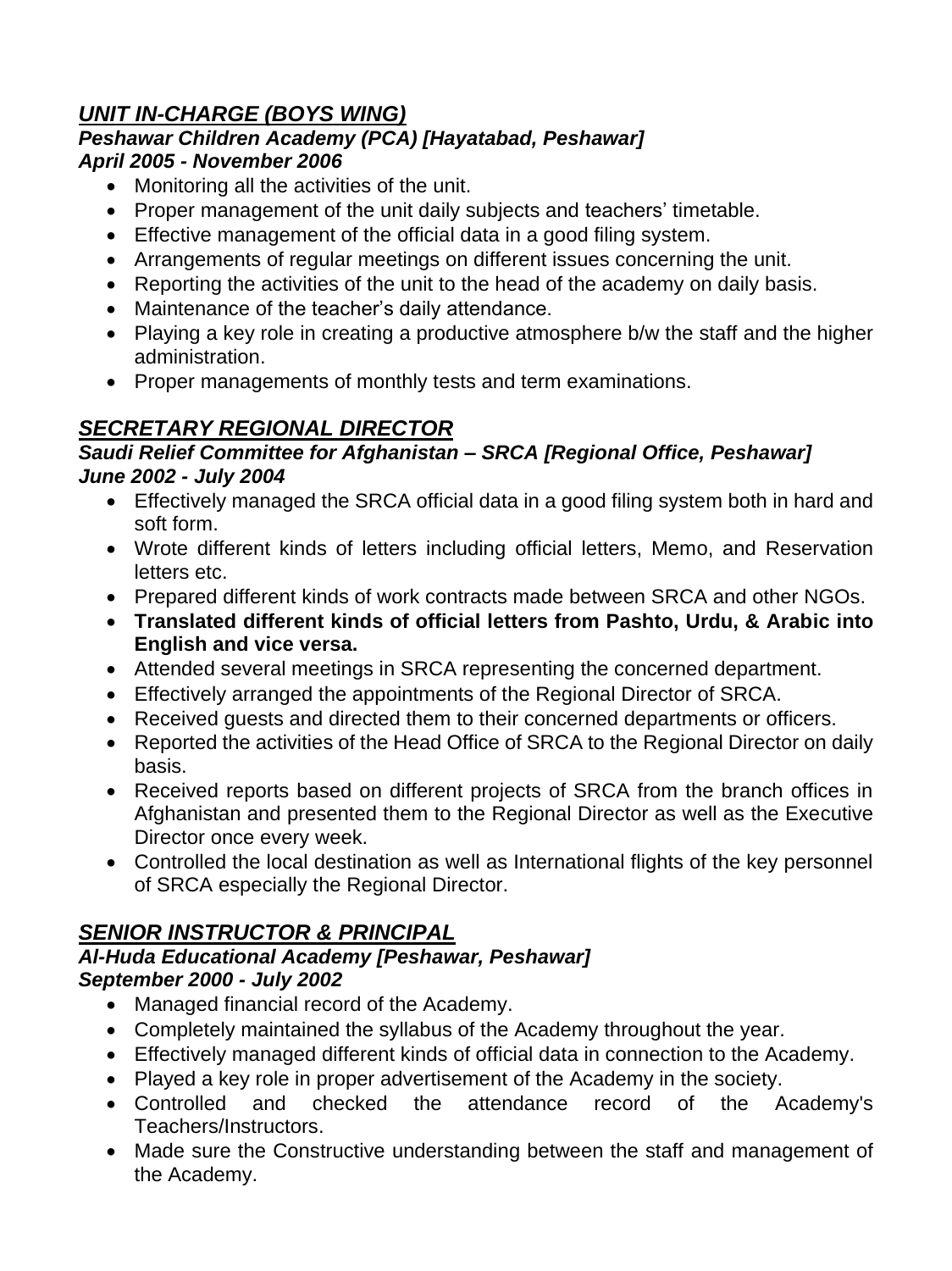## ***UNIT IN-CHARGE (BOYS WING)***

***Peshawar Children Academy (PCA) [Hayatabad, Peshawar]***
***April 2005 - November 2006***

- Monitoring all the activities of the unit.
- Proper management of the unit daily subjects and teachers' timetable.
- Effective management of the official data in a good filing system.
- Arrangements of regular meetings on different issues concerning the unit.
- Reporting the activities of the unit to the head of the academy on daily basis.
- Maintenance of the teacher's daily attendance.
- Playing a key role in creating a productive atmosphere b/w the staff and the higher administration.
- Proper managements of monthly tests and term examinations.

## ***SECRETARY REGIONAL DIRECTOR***

***Saudi Relief Committee for Afghanistan – SRCA [Regional Office, Peshawar]***
***June 2002 - July 2004***

- Effectively managed the SRCA official data in a good filing system both in hard and soft form.
- Wrote different kinds of letters including official letters, Memo, and Reservation letters etc.
- Prepared different kinds of work contracts made between SRCA and other NGOs.
- **Translated different kinds of official letters from Pashto, Urdu, & Arabic into English and vice versa.**
- Attended several meetings in SRCA representing the concerned department.
- Effectively arranged the appointments of the Regional Director of SRCA.
- Received guests and directed them to their concerned departments or officers.
- Reported the activities of the Head Office of SRCA to the Regional Director on daily basis.
- Received reports based on different projects of SRCA from the branch offices in Afghanistan and presented them to the Regional Director as well as the Executive Director once every week.
- Controlled the local destination as well as International flights of the key personnel of SRCA especially the Regional Director.

## ***SENIOR INSTRUCTOR & PRINCIPAL***

***Al-Huda Educational Academy [Peshawar, Peshawar]***
***September 2000 - July 2002***

- Managed financial record of the Academy.
- Completely maintained the syllabus of the Academy throughout the year.
- Effectively managed different kinds of official data in connection to the Academy.
- Played a key role in proper advertisement of the Academy in the society.
- Controlled and checked the attendance record of the Academy's Teachers/Instructors.
- Made sure the Constructive understanding between the staff and management of the Academy.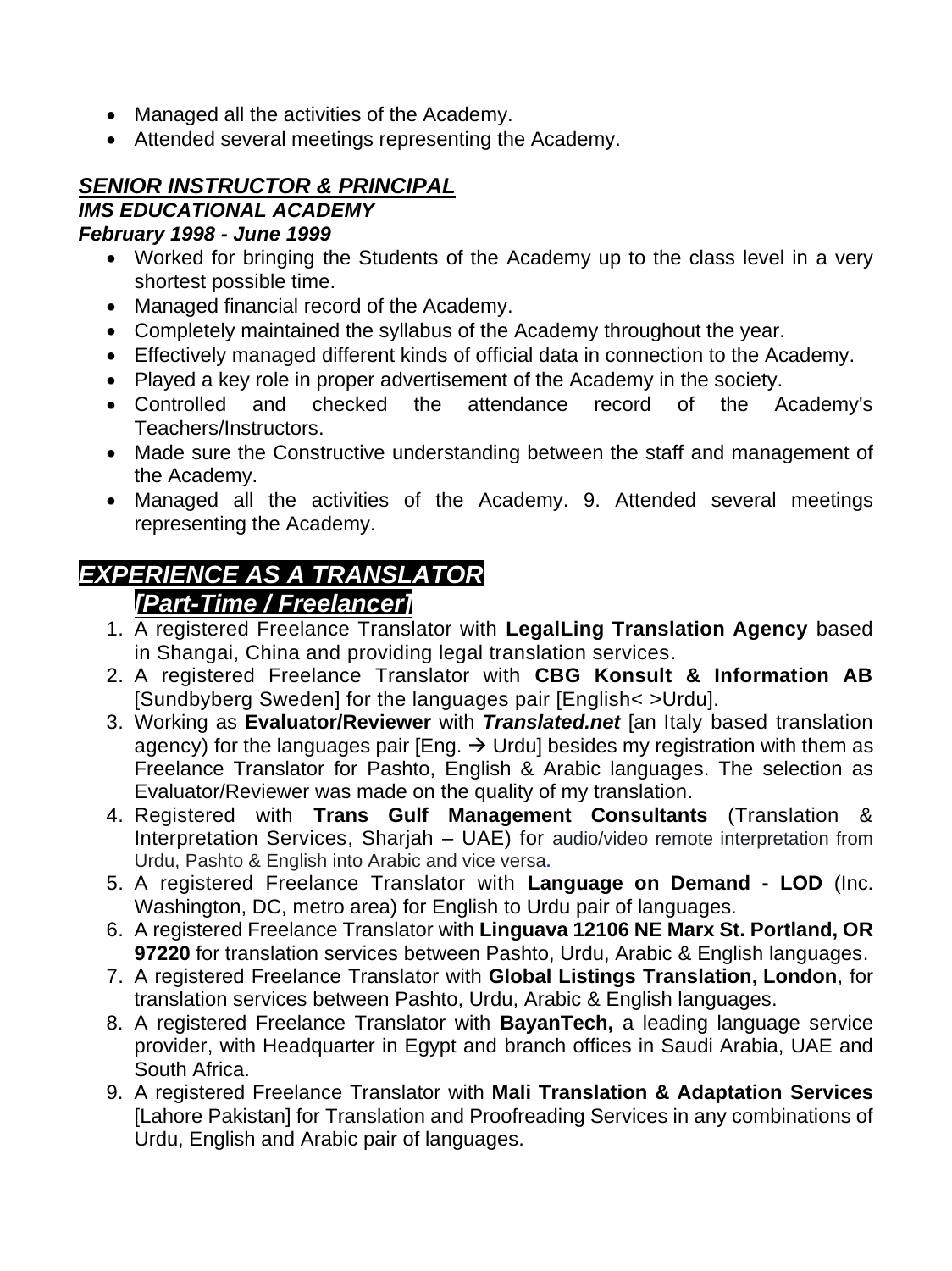- Managed all the activities of the Academy.
- Attended several meetings representing the Academy.

***SENIOR INSTRUCTOR & PRINCIPAL***

***IMS EDUCATIONAL ACADEMY***

***February 1998 - June 1999***

- Worked for bringing the Students of the Academy up to the class level in a very shortest possible time.
- Managed financial record of the Academy.
- Completely maintained the syllabus of the Academy throughout the year.
- Effectively managed different kinds of official data in connection to the Academy.
- Played a key role in proper advertisement of the Academy in the society.
- Controlled and checked the attendance record of the Academy's Teachers/Instructors.
- Made sure the Constructive understanding between the staff and management of the Academy.
- Managed all the activities of the Academy. 9. Attended several meetings representing the Academy.

## ***EXPERIENCE AS A TRANSLATOR***

***[Part-Time / Freelancer]***

1. A registered Freelance Translator with **LegalLing Translation Agency** based in Shangai, China and providing legal translation services.
2. A registered Freelance Translator with **CBG Konsult & Information AB** [Sundbyberg Sweden] for the languages pair [English< >Urdu].
3. Working as **Evaluator/Reviewer** with ***Translated.net*** [an Italy based translation agency) for the languages pair [Eng. → Urdu] besides my registration with them as Freelance Translator for Pashto, English & Arabic languages. The selection as Evaluator/Reviewer was made on the quality of my translation.
4. Registered with **Trans Gulf Management Consultants** (Translation & Interpretation Services, Sharjah – UAE) for audio/video remote interpretation from Urdu, Pashto & English into Arabic and vice versa.
5. A registered Freelance Translator with **Language on Demand - LOD** (Inc. Washington, DC, metro area) for English to Urdu pair of languages.
6. A registered Freelance Translator with **Linguava 12106 NE Marx St. Portland, OR 97220** for translation services between Pashto, Urdu, Arabic & English languages.
7. A registered Freelance Translator with **Global Listings Translation, London**, for translation services between Pashto, Urdu, Arabic & English languages.
8. A registered Freelance Translator with **BayanTech,** a leading language service provider, with Headquarter in Egypt and branch offices in Saudi Arabia, UAE and South Africa.
9. A registered Freelance Translator with **Mali Translation & Adaptation Services** [Lahore Pakistan] for Translation and Proofreading Services in any combinations of Urdu, English and Arabic pair of languages.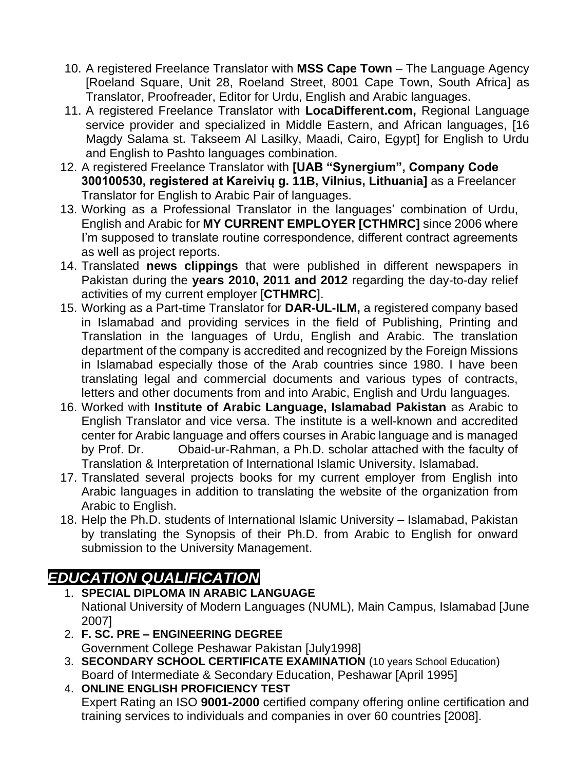10. A registered Freelance Translator with **MSS Cape Town** – The Language Agency [Roeland Square, Unit 28, Roeland Street, 8001 Cape Town, South Africa] as Translator, Proofreader, Editor for Urdu, English and Arabic languages.
11. A registered Freelance Translator with **LocaDifferent.com,** Regional Language service provider and specialized in Middle Eastern, and African languages, [16 Magdy Salama st. Takseem Al Lasilky, Maadi, Cairo, Egypt] for English to Urdu and English to Pashto languages combination.
12. A registered Freelance Translator with **[UAB "Synergium", Company Code 300100530, registered at Kareivių g. 11B, Vilnius, Lithuania]** as a Freelancer Translator for English to Arabic Pair of languages.
13. Working as a Professional Translator in the languages' combination of Urdu, English and Arabic for **MY CURRENT EMPLOYER [CTHMRC]** since 2006 where I'm supposed to translate routine correspondence, different contract agreements as well as project reports.
14. Translated **news clippings** that were published in different newspapers in Pakistan during the **years 2010, 2011 and 2012** regarding the day-to-day relief activities of my current employer [**CTHMRC**].
15. Working as a Part-time Translator for **DAR-UL-ILM,** a registered company based in Islamabad and providing services in the field of Publishing, Printing and Translation in the languages of Urdu, English and Arabic. The translation department of the company is accredited and recognized by the Foreign Missions in Islamabad especially those of the Arab countries since 1980. I have been translating legal and commercial documents and various types of contracts, letters and other documents from and into Arabic, English and Urdu languages.
16. Worked with **Institute of Arabic Language, Islamabad Pakistan** as Arabic to English Translator and vice versa. The institute is a well-known and accredited center for Arabic language and offers courses in Arabic language and is managed by Prof. Dr. Obaid-ur-Rahman, a Ph.D. scholar attached with the faculty of Translation & Interpretation of International Islamic University, Islamabad.
17. Translated several projects books for my current employer from English into Arabic languages in addition to translating the website of the organization from Arabic to English.
18. Help the Ph.D. students of International Islamic University – Islamabad, Pakistan by translating the Synopsis of their Ph.D. from Arabic to English for onward submission to the University Management.

## *EDUCATION QUALIFICATION*

1. **SPECIAL DIPLOMA IN ARABIC LANGUAGE**
   National University of Modern Languages (NUML), Main Campus, Islamabad [June 2007]
2. **F. SC. PRE – ENGINEERING DEGREE**
   Government College Peshawar Pakistan [July1998]
3. **SECONDARY SCHOOL CERTIFICATE EXAMINATION** (10 years School Education)
   Board of Intermediate & Secondary Education, Peshawar [April 1995]
4. **ONLINE ENGLISH PROFICIENCY TEST**
   Expert Rating an ISO **9001-2000** certified company offering online certification and training services to individuals and companies in over 60 countries [2008].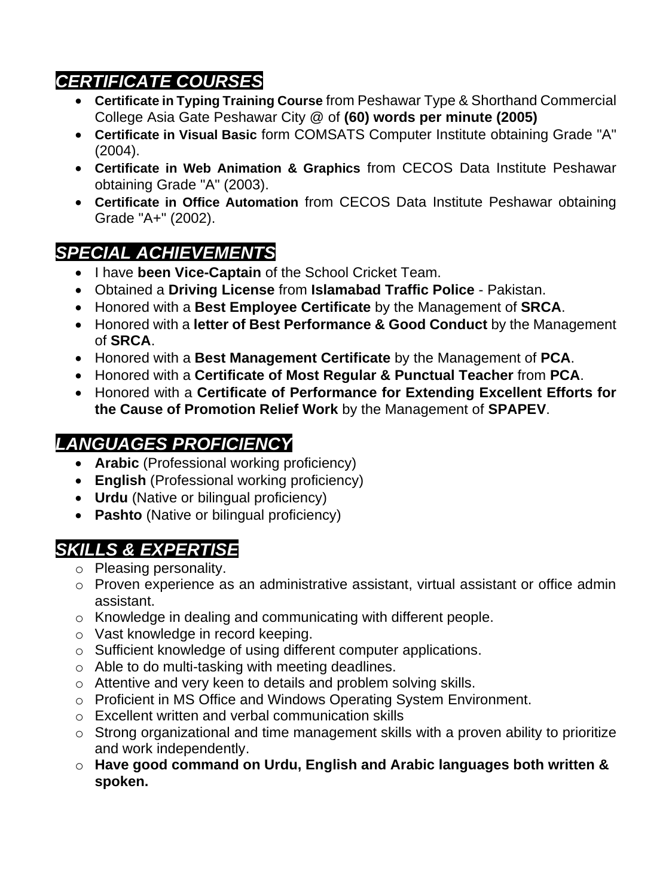## ***CERTIFICATE COURSES***

- **Certificate in Typing Training Course** from Peshawar Type & Shorthand Commercial College Asia Gate Peshawar City @ of **(60) words per minute (2005)**
- **Certificate in Visual Basic** form COMSATS Computer Institute obtaining Grade "A" (2004).
- **Certificate in Web Animation & Graphics** from CECOS Data Institute Peshawar obtaining Grade "A" (2003).
- **Certificate in Office Automation** from CECOS Data Institute Peshawar obtaining Grade "A+" (2002).

## ***SPECIAL ACHIEVEMENTS***

- I have **been Vice-Captain** of the School Cricket Team.
- Obtained a **Driving License** from **Islamabad Traffic Police** - Pakistan.
- Honored with a **Best Employee Certificate** by the Management of **SRCA**.
- Honored with a **letter of Best Performance & Good Conduct** by the Management of **SRCA**.
- Honored with a **Best Management Certificate** by the Management of **PCA**.
- Honored with a **Certificate of Most Regular & Punctual Teacher** from **PCA**.
- Honored with a **Certificate of Performance for Extending Excellent Efforts for the Cause of Promotion Relief Work** by the Management of **SPAPEV**.

## ***LANGUAGES PROFICIENCY***

- **Arabic** (Professional working proficiency)
- **English** (Professional working proficiency)
- **Urdu** (Native or bilingual proficiency)
- **Pashto** (Native or bilingual proficiency)

## ***SKILLS & EXPERTISE***

- Pleasing personality.
- Proven experience as an administrative assistant, virtual assistant or office admin assistant.
- Knowledge in dealing and communicating with different people.
- Vast knowledge in record keeping.
- Sufficient knowledge of using different computer applications.
- Able to do multi-tasking with meeting deadlines.
- Attentive and very keen to details and problem solving skills.
- Proficient in MS Office and Windows Operating System Environment.
- Excellent written and verbal communication skills
- Strong organizational and time management skills with a proven ability to prioritize and work independently.
- **Have good command on Urdu, English and Arabic languages both written & spoken.**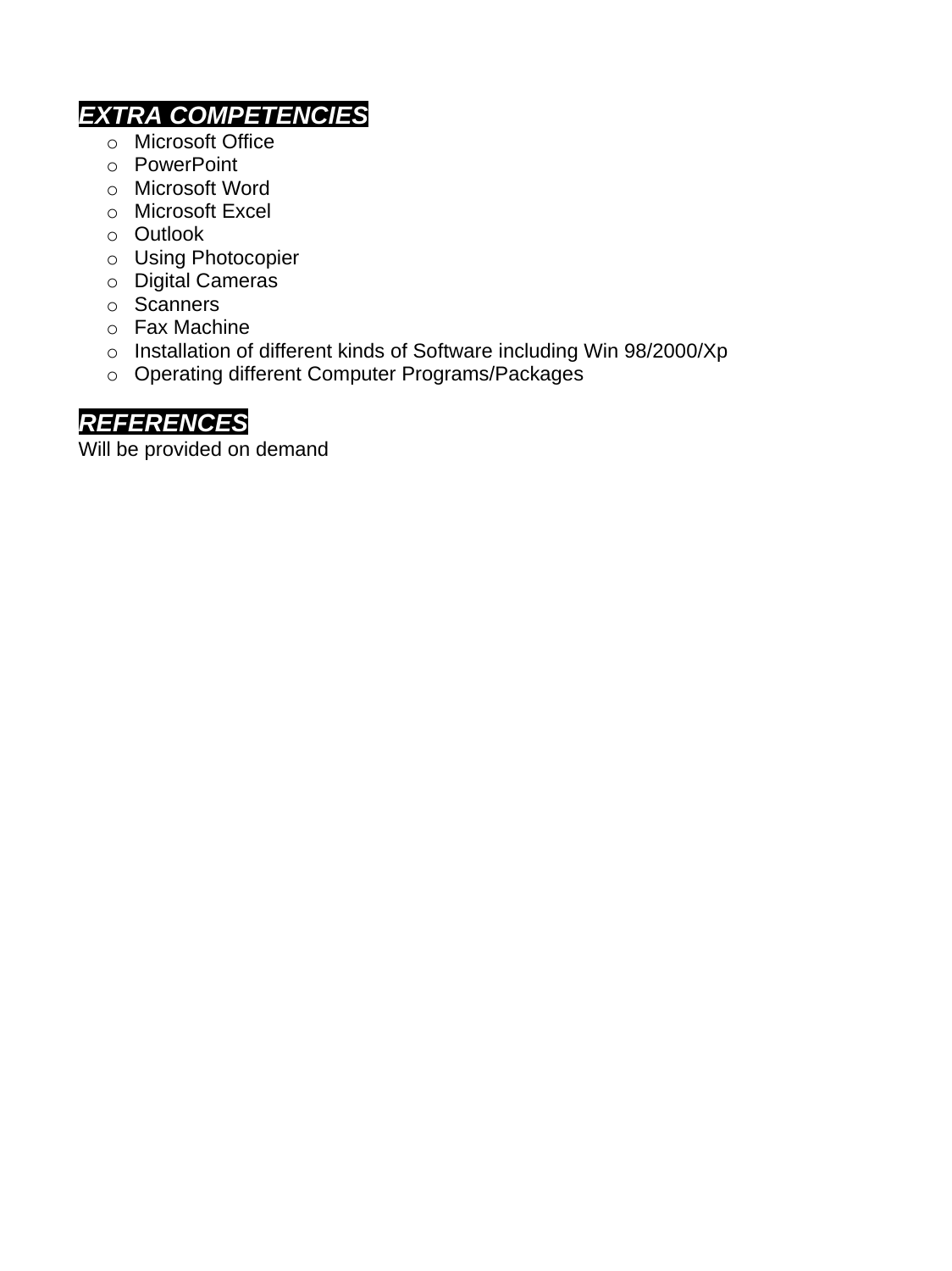## ***EXTRA COMPETENCIES***

- Microsoft Office
- PowerPoint
- Microsoft Word
- Microsoft Excel
- Outlook
- Using Photocopier
- Digital Cameras
- Scanners
- Fax Machine
- Installation of different kinds of Software including Win 98/2000/Xp
- Operating different Computer Programs/Packages

## ***REFERENCES***

Will be provided on demand